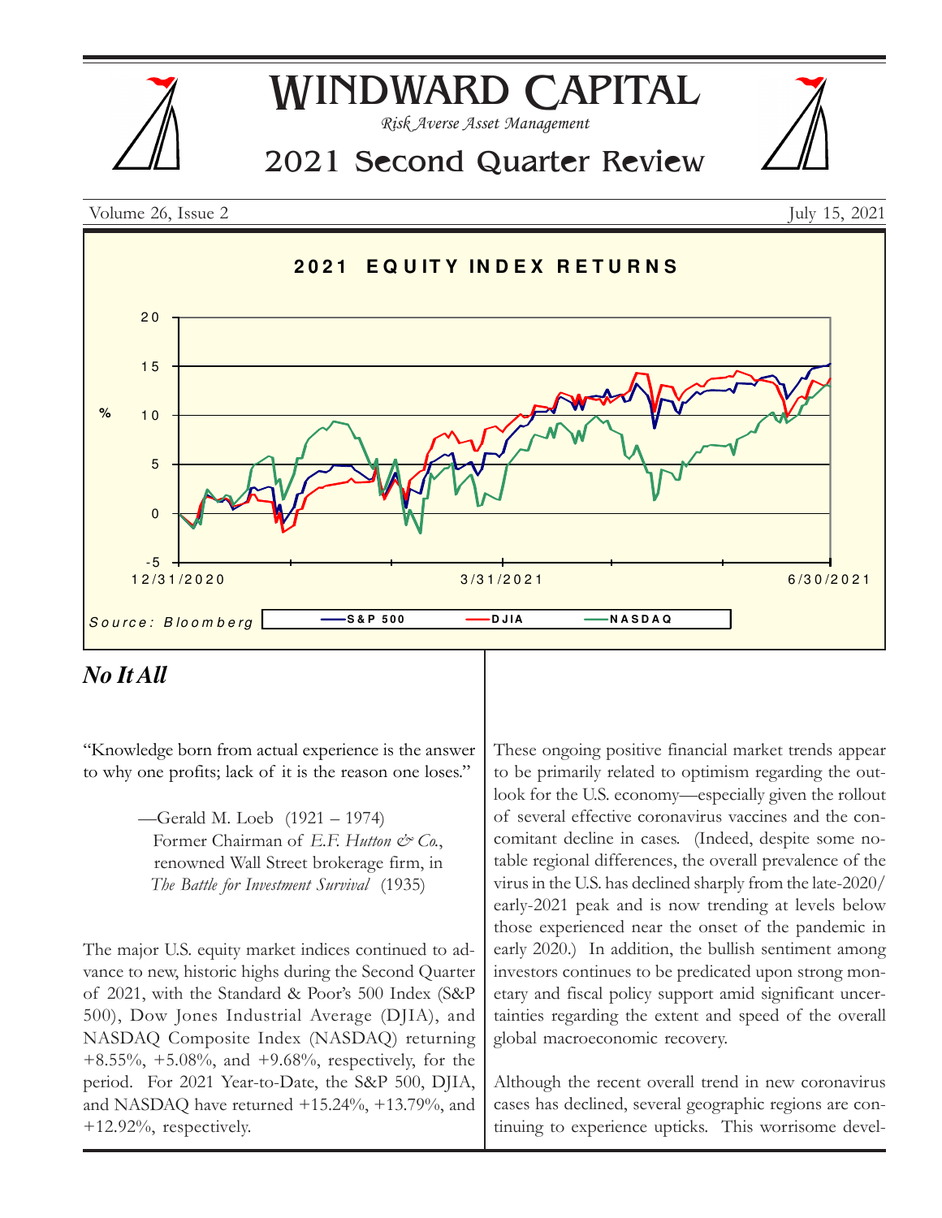# WINDWARD CAPITAL

*Risk Averse Asset Management*

## 2021 Second Quarter Review

Volume 26, Issue 2 July 15, 2021

**2021 EQUITY INDEX RETURNS**

Source: Bloomberg

S&P 500 DJIA NASDAQ

## *No It All*

"Knowledge born from actual experience is the answer to why one profits; lack of it is the reason one loses."

—Gerald M. Loeb (1921 – 1974)
Former Chairman of *E.F. Hutton & Co.*,
renowned Wall Street brokerage firm, in
*The Battle for Investment Survival* (1935)

The major U.S. equity market indices continued to advance to new, historic highs during the Second Quarter of 2021, with the Standard & Poor's 500 Index (S&P 500), Dow Jones Industrial Average (DJIA), and NASDAQ Composite Index (NASDAQ) returning +8.55%, +5.08%, and +9.68%, respectively, for the period. For 2021 Year-to-Date, the S&P 500, DJIA, and NASDAQ have returned +15.24%, +13.79%, and +12.92%, respectively.

These ongoing positive financial market trends appear to be primarily related to optimism regarding the outlook for the U.S. economy—especially given the rollout of several effective coronavirus vaccines and the concomitant decline in cases. (Indeed, despite some notable regional differences, the overall prevalence of the virus in the U.S. has declined sharply from the late-2020/early-2021 peak and is now trending at levels below those experienced near the onset of the pandemic in early 2020.) In addition, the bullish sentiment among investors continues to be predicated upon strong monetary and fiscal policy support amid significant uncertainties regarding the extent and speed of the overall global macroeconomic recovery.

Although the recent overall trend in new coronavirus cases has declined, several geographic regions are continuing to experience upticks. This worrisome devel-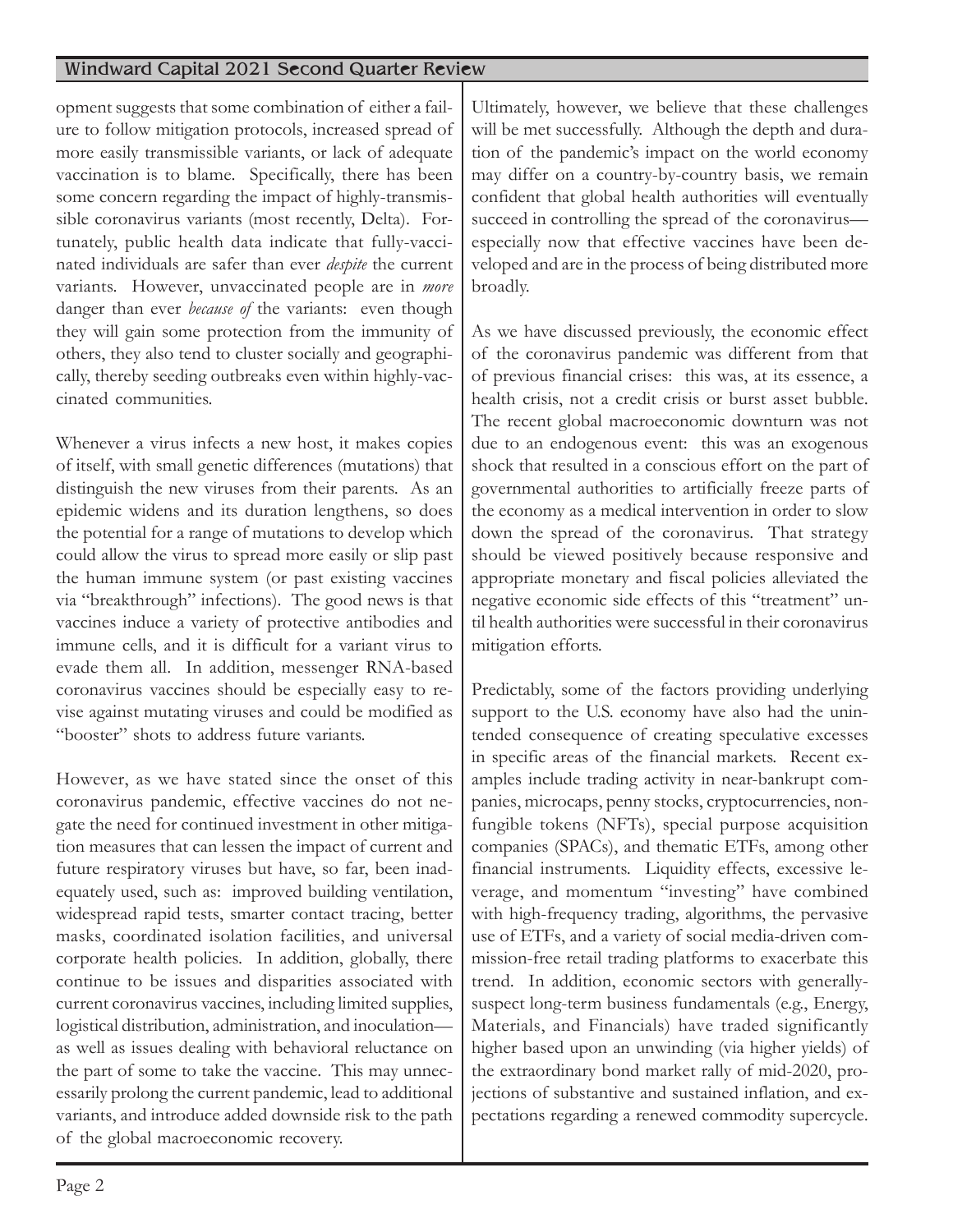opment suggests that some combination of either a failure to follow mitigation protocols, increased spread of more easily transmissible variants, or lack of adequate vaccination is to blame. Specifically, there has been some concern regarding the impact of highly-transmissible coronavirus variants (most recently, Delta). Fortunately, public health data indicate that fully-vaccinated individuals are safer than ever *despite* the current variants. However, unvaccinated people are in *more* danger than ever *because of* the variants: even though they will gain some protection from the immunity of others, they also tend to cluster socially and geographically, thereby seeding outbreaks even within highly-vaccinated communities.

Whenever a virus infects a new host, it makes copies of itself, with small genetic differences (mutations) that distinguish the new viruses from their parents. As an epidemic widens and its duration lengthens, so does the potential for a range of mutations to develop which could allow the virus to spread more easily or slip past the human immune system (or past existing vaccines via "breakthrough" infections). The good news is that vaccines induce a variety of protective antibodies and immune cells, and it is difficult for a variant virus to evade them all. In addition, messenger RNA-based coronavirus vaccines should be especially easy to revise against mutating viruses and could be modified as "booster" shots to address future variants.

However, as we have stated since the onset of this coronavirus pandemic, effective vaccines do not negate the need for continued investment in other mitigation measures that can lessen the impact of current and future respiratory viruses but have, so far, been inadequately used, such as: improved building ventilation, widespread rapid tests, smarter contact tracing, better masks, coordinated isolation facilities, and universal corporate health policies. In addition, globally, there continue to be issues and disparities associated with current coronavirus vaccines, including limited supplies, logistical distribution, administration, and inoculation—as well as issues dealing with behavioral reluctance on the part of some to take the vaccine. This may unnecessarily prolong the current pandemic, lead to additional variants, and introduce added downside risk to the path of the global macroeconomic recovery.

Ultimately, however, we believe that these challenges will be met successfully. Although the depth and duration of the pandemic's impact on the world economy may differ on a country-by-country basis, we remain confident that global health authorities will eventually succeed in controlling the spread of the coronavirus—especially now that effective vaccines have been developed and are in the process of being distributed more broadly.

As we have discussed previously, the economic effect of the coronavirus pandemic was different from that of previous financial crises: this was, at its essence, a health crisis, not a credit crisis or burst asset bubble. The recent global macroeconomic downturn was not due to an endogenous event: this was an exogenous shock that resulted in a conscious effort on the part of governmental authorities to artificially freeze parts of the economy as a medical intervention in order to slow down the spread of the coronavirus. That strategy should be viewed positively because responsive and appropriate monetary and fiscal policies alleviated the negative economic side effects of this "treatment" until health authorities were successful in their coronavirus mitigation efforts.

Predictably, some of the factors providing underlying support to the U.S. economy have also had the unintended consequence of creating speculative excesses in specific areas of the financial markets. Recent examples include trading activity in near-bankrupt companies, microcaps, penny stocks, cryptocurrencies, non-fungible tokens (NFTs), special purpose acquisition companies (SPACs), and thematic ETFs, among other financial instruments. Liquidity effects, excessive leverage, and momentum "investing" have combined with high-frequency trading, algorithms, the pervasive use of ETFs, and a variety of social media-driven commission-free retail trading platforms to exacerbate this trend. In addition, economic sectors with generally-suspect long-term business fundamentals (e.g., Energy, Materials, and Financials) have traded significantly higher based upon an unwinding (via higher yields) of the extraordinary bond market rally of mid-2020, projections of substantive and sustained inflation, and expectations regarding a renewed commodity supercycle.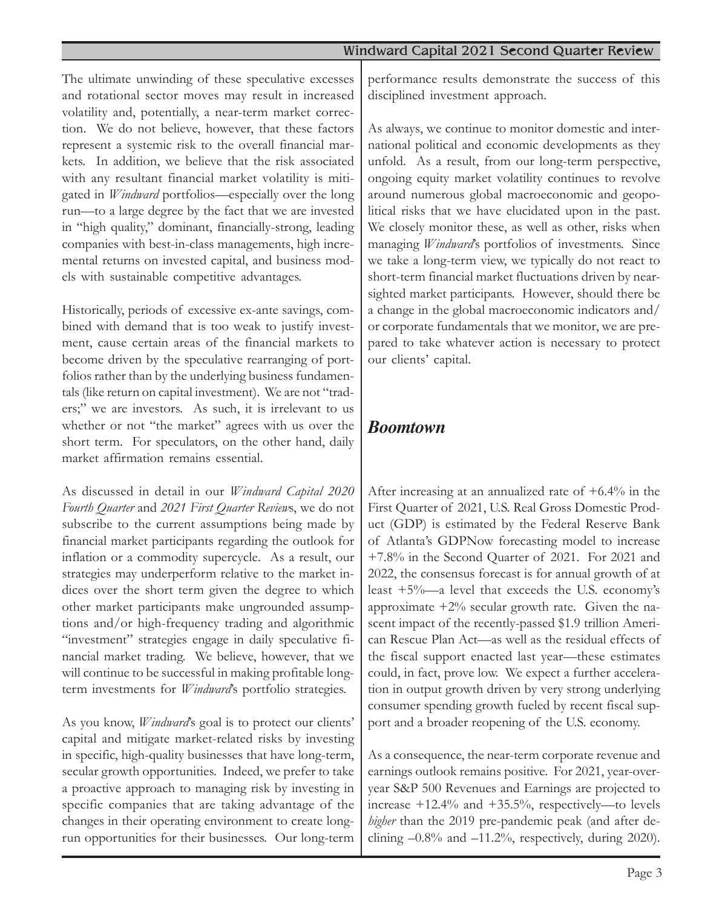The ultimate unwinding of these speculative excesses and rotational sector moves may result in increased volatility and, potentially, a near-term market correction. We do not believe, however, that these factors represent a systemic risk to the overall financial markets. In addition, we believe that the risk associated with any resultant financial market volatility is mitigated in *Windward* portfolios—especially over the long run—to a large degree by the fact that we are invested in "high quality," dominant, financially-strong, leading companies with best-in-class managements, high incremental returns on invested capital, and business models with sustainable competitive advantages.

Historically, periods of excessive ex-ante savings, combined with demand that is too weak to justify investment, cause certain areas of the financial markets to become driven by the speculative rearranging of portfolios rather than by the underlying business fundamentals (like return on capital investment). We are not "traders;" we are investors. As such, it is irrelevant to us whether or not "the market" agrees with us over the short term. For speculators, on the other hand, daily market affirmation remains essential.

As discussed in detail in our *Windward Capital 2020 Fourth Quarter* and *2021 First Quarter Review*s, we do not subscribe to the current assumptions being made by financial market participants regarding the outlook for inflation or a commodity supercycle. As a result, our strategies may underperform relative to the market indices over the short term given the degree to which other market participants make ungrounded assumptions and/or high-frequency trading and algorithmic "investment" strategies engage in daily speculative financial market trading. We believe, however, that we will continue to be successful in making profitable long-term investments for *Windward*'s portfolio strategies.

As you know, *Windward*'s goal is to protect our clients' capital and mitigate market-related risks by investing in specific, high-quality businesses that have long-term, secular growth opportunities. Indeed, we prefer to take a proactive approach to managing risk by investing in specific companies that are taking advantage of the changes in their operating environment to create long-run opportunities for their businesses. Our long-term performance results demonstrate the success of this disciplined investment approach.

As always, we continue to monitor domestic and international political and economic developments as they unfold. As a result, from our long-term perspective, ongoing equity market volatility continues to revolve around numerous global macroeconomic and geopolitical risks that we have elucidated upon in the past. We closely monitor these, as well as other, risks when managing *Windward*'s portfolios of investments. Since we take a long-term view, we typically do not react to short-term financial market fluctuations driven by nearsighted market participants. However, should there be a change in the global macroeconomic indicators and/or corporate fundamentals that we monitor, we are prepared to take whatever action is necessary to protect our clients' capital.

## *Boomtown*

After increasing at an annualized rate of +6.4% in the First Quarter of 2021, U.S. Real Gross Domestic Product (GDP) is estimated by the Federal Reserve Bank of Atlanta's GDPNow forecasting model to increase +7.8% in the Second Quarter of 2021. For 2021 and 2022, the consensus forecast is for annual growth of at least +5%—a level that exceeds the U.S. economy's approximate +2% secular growth rate. Given the nascent impact of the recently-passed $1.9 trillion American Rescue Plan Act—as well as the residual effects of the fiscal support enacted last year—these estimates could, in fact, prove low. We expect a further acceleration in output growth driven by very strong underlying consumer spending growth fueled by recent fiscal support and a broader reopening of the U.S. economy.

As a consequence, the near-term corporate revenue and earnings outlook remains positive. For 2021, year-over-year S&P 500 Revenues and Earnings are projected to increase +12.4% and +35.5%, respectively—to levels *higher* than the 2019 pre-pandemic peak (and after declining –0.8% and –11.2%, respectively, during 2020).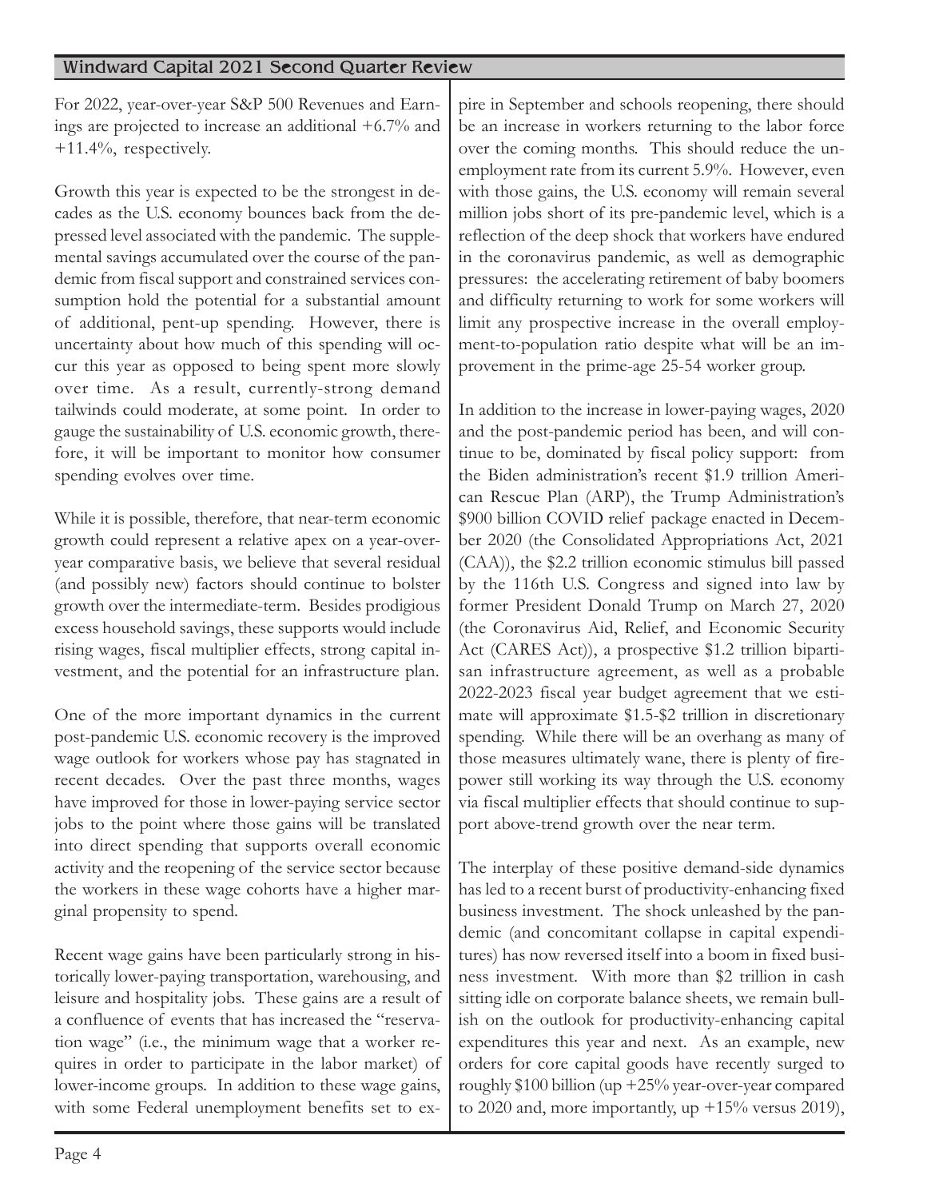For 2022, year-over-year S&P 500 Revenues and Earnings are projected to increase an additional +6.7% and +11.4%, respectively.

Growth this year is expected to be the strongest in decades as the U.S. economy bounces back from the depressed level associated with the pandemic. The supplemental savings accumulated over the course of the pandemic from fiscal support and constrained services consumption hold the potential for a substantial amount of additional, pent-up spending. However, there is uncertainty about how much of this spending will occur this year as opposed to being spent more slowly over time. As a result, currently-strong demand tailwinds could moderate, at some point. In order to gauge the sustainability of U.S. economic growth, therefore, it will be important to monitor how consumer spending evolves over time.

While it is possible, therefore, that near-term economic growth could represent a relative apex on a year-over-year comparative basis, we believe that several residual (and possibly new) factors should continue to bolster growth over the intermediate-term. Besides prodigious excess household savings, these supports would include rising wages, fiscal multiplier effects, strong capital investment, and the potential for an infrastructure plan.

One of the more important dynamics in the current post-pandemic U.S. economic recovery is the improved wage outlook for workers whose pay has stagnated in recent decades. Over the past three months, wages have improved for those in lower-paying service sector jobs to the point where those gains will be translated into direct spending that supports overall economic activity and the reopening of the service sector because the workers in these wage cohorts have a higher marginal propensity to spend.

Recent wage gains have been particularly strong in historically lower-paying transportation, warehousing, and leisure and hospitality jobs. These gains are a result of a confluence of events that has increased the "reservation wage" (i.e., the minimum wage that a worker requires in order to participate in the labor market) of lower-income groups. In addition to these wage gains, with some Federal unemployment benefits set to expire in September and schools reopening, there should be an increase in workers returning to the labor force over the coming months. This should reduce the unemployment rate from its current 5.9%. However, even with those gains, the U.S. economy will remain several million jobs short of its pre-pandemic level, which is a reflection of the deep shock that workers have endured in the coronavirus pandemic, as well as demographic pressures: the accelerating retirement of baby boomers and difficulty returning to work for some workers will limit any prospective increase in the overall employment-to-population ratio despite what will be an improvement in the prime-age 25-54 worker group.

In addition to the increase in lower-paying wages, 2020 and the post-pandemic period has been, and will continue to be, dominated by fiscal policy support: from the Biden administration's recent $1.9 trillion American Rescue Plan (ARP), the Trump Administration's $900 billion COVID relief package enacted in December 2020 (the Consolidated Appropriations Act, 2021 (CAA)), the $2.2 trillion economic stimulus bill passed by the 116th U.S. Congress and signed into law by former President Donald Trump on March 27, 2020 (the Coronavirus Aid, Relief, and Economic Security Act (CARES Act)), a prospective $1.2 trillion bipartisan infrastructure agreement, as well as a probable 2022-2023 fiscal year budget agreement that we estimate will approximate $1.5-$2 trillion in discretionary spending. While there will be an overhang as many of those measures ultimately wane, there is plenty of firepower still working its way through the U.S. economy via fiscal multiplier effects that should continue to support above-trend growth over the near term.

The interplay of these positive demand-side dynamics has led to a recent burst of productivity-enhancing fixed business investment. The shock unleashed by the pandemic (and concomitant collapse in capital expenditures) has now reversed itself into a boom in fixed business investment. With more than $2 trillion in cash sitting idle on corporate balance sheets, we remain bullish on the outlook for productivity-enhancing capital expenditures this year and next. As an example, new orders for core capital goods have recently surged to roughly $100 billion (up +25% year-over-year compared to 2020 and, more importantly, up +15% versus 2019),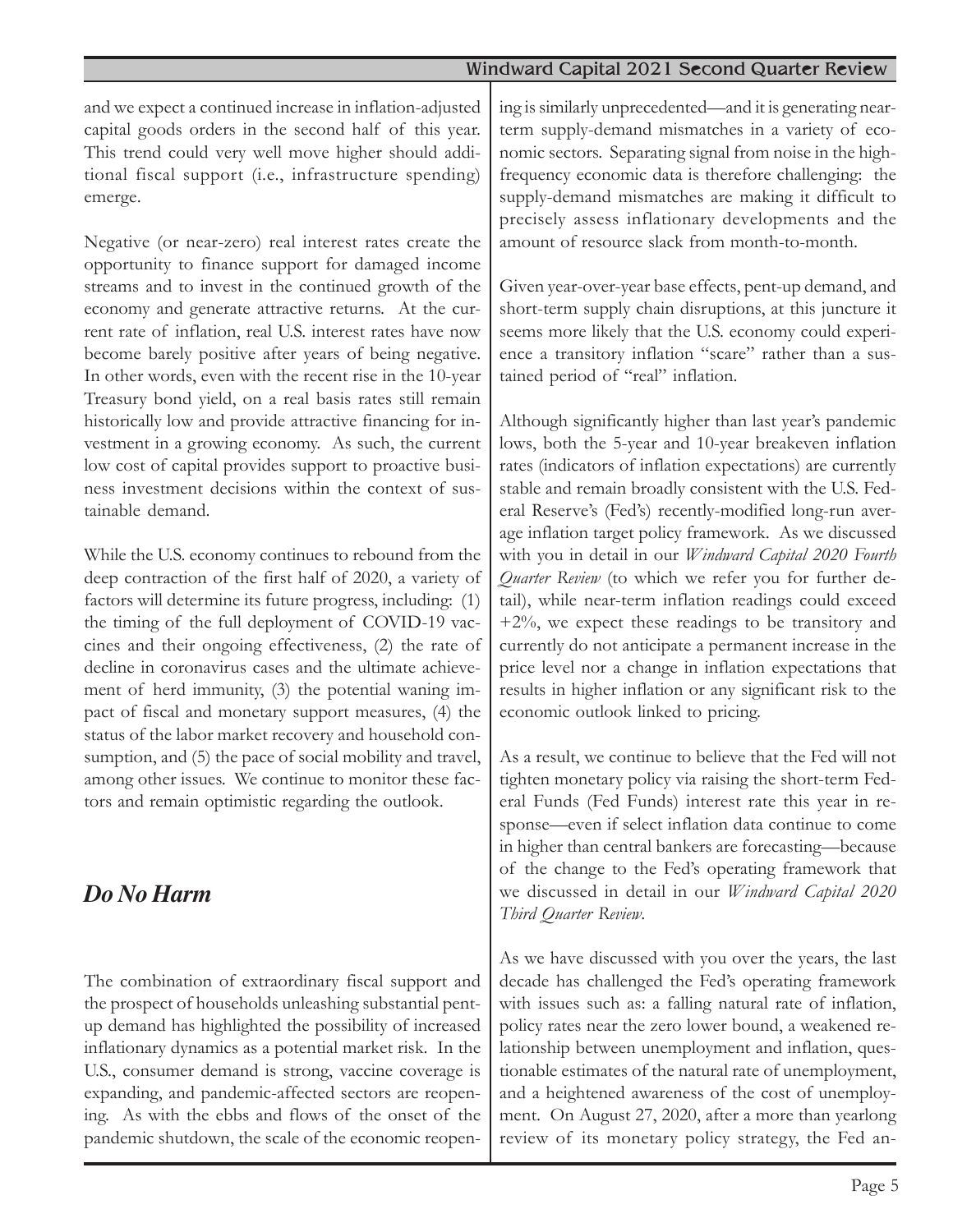and we expect a continued increase in inflation-adjusted capital goods orders in the second half of this year. This trend could very well move higher should additional fiscal support (i.e., infrastructure spending) emerge.

Negative (or near-zero) real interest rates create the opportunity to finance support for damaged income streams and to invest in the continued growth of the economy and generate attractive returns. At the current rate of inflation, real U.S. interest rates have now become barely positive after years of being negative. In other words, even with the recent rise in the 10-year Treasury bond yield, on a real basis rates still remain historically low and provide attractive financing for investment in a growing economy. As such, the current low cost of capital provides support to proactive business investment decisions within the context of sustainable demand.

While the U.S. economy continues to rebound from the deep contraction of the first half of 2020, a variety of factors will determine its future progress, including: (1) the timing of the full deployment of COVID-19 vaccines and their ongoing effectiveness, (2) the rate of decline in coronavirus cases and the ultimate achievement of herd immunity, (3) the potential waning impact of fiscal and monetary support measures, (4) the status of the labor market recovery and household consumption, and (5) the pace of social mobility and travel, among other issues. We continue to monitor these factors and remain optimistic regarding the outlook.

## *Do No Harm*

The combination of extraordinary fiscal support and the prospect of households unleashing substantial pent-up demand has highlighted the possibility of increased inflationary dynamics as a potential market risk. In the U.S., consumer demand is strong, vaccine coverage is expanding, and pandemic-affected sectors are reopening. As with the ebbs and flows of the onset of the pandemic shutdown, the scale of the economic reopening is similarly unprecedented—and it is generating near-term supply-demand mismatches in a variety of economic sectors. Separating signal from noise in the high-frequency economic data is therefore challenging: the supply-demand mismatches are making it difficult to precisely assess inflationary developments and the amount of resource slack from month-to-month.

Given year-over-year base effects, pent-up demand, and short-term supply chain disruptions, at this juncture it seems more likely that the U.S. economy could experience a transitory inflation "scare" rather than a sustained period of "real" inflation.

Although significantly higher than last year's pandemic lows, both the 5-year and 10-year breakeven inflation rates (indicators of inflation expectations) are currently stable and remain broadly consistent with the U.S. Federal Reserve's (Fed's) recently-modified long-run average inflation target policy framework. As we discussed with you in detail in our *Windward Capital 2020 Fourth Quarter Review* (to which we refer you for further detail), while near-term inflation readings could exceed +2%, we expect these readings to be transitory and currently do not anticipate a permanent increase in the price level nor a change in inflation expectations that results in higher inflation or any significant risk to the economic outlook linked to pricing.

As a result, we continue to believe that the Fed will not tighten monetary policy via raising the short-term Federal Funds (Fed Funds) interest rate this year in response—even if select inflation data continue to come in higher than central bankers are forecasting—because of the change to the Fed's operating framework that we discussed in detail in our *Windward Capital 2020 Third Quarter Review*.

As we have discussed with you over the years, the last decade has challenged the Fed's operating framework with issues such as: a falling natural rate of inflation, policy rates near the zero lower bound, a weakened relationship between unemployment and inflation, questionable estimates of the natural rate of unemployment, and a heightened awareness of the cost of unemployment. On August 27, 2020, after a more than yearlong review of its monetary policy strategy, the Fed an-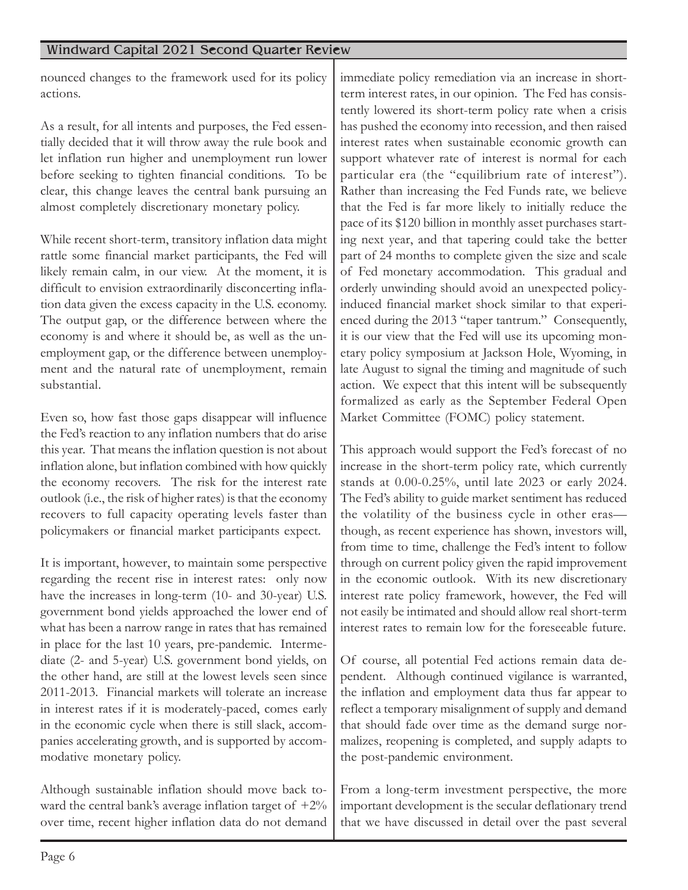nounced changes to the framework used for its policy actions.

As a result, for all intents and purposes, the Fed essentially decided that it will throw away the rule book and let inflation run higher and unemployment run lower before seeking to tighten financial conditions. To be clear, this change leaves the central bank pursuing an almost completely discretionary monetary policy.

While recent short-term, transitory inflation data might rattle some financial market participants, the Fed will likely remain calm, in our view. At the moment, it is difficult to envision extraordinarily disconcerting inflation data given the excess capacity in the U.S. economy. The output gap, or the difference between where the economy is and where it should be, as well as the unemployment gap, or the difference between unemployment and the natural rate of unemployment, remain substantial.

Even so, how fast those gaps disappear will influence the Fed's reaction to any inflation numbers that do arise this year. That means the inflation question is not about inflation alone, but inflation combined with how quickly the economy recovers. The risk for the interest rate outlook (i.e., the risk of higher rates) is that the economy recovers to full capacity operating levels faster than policymakers or financial market participants expect.

It is important, however, to maintain some perspective regarding the recent rise in interest rates: only now have the increases in long-term (10- and 30-year) U.S. government bond yields approached the lower end of what has been a narrow range in rates that has remained in place for the last 10 years, pre-pandemic. Intermediate (2- and 5-year) U.S. government bond yields, on the other hand, are still at the lowest levels seen since 2011-2013. Financial markets will tolerate an increase in interest rates if it is moderately-paced, comes early in the economic cycle when there is still slack, accompanies accelerating growth, and is supported by accommodative monetary policy.

Although sustainable inflation should move back toward the central bank's average inflation target of +2% over time, recent higher inflation data do not demand immediate policy remediation via an increase in short-term interest rates, in our opinion. The Fed has consistently lowered its short-term policy rate when a crisis has pushed the economy into recession, and then raised interest rates when sustainable economic growth can support whatever rate of interest is normal for each particular era (the "equilibrium rate of interest"). Rather than increasing the Fed Funds rate, we believe that the Fed is far more likely to initially reduce the pace of its $120 billion in monthly asset purchases starting next year, and that tapering could take the better part of 24 months to complete given the size and scale of Fed monetary accommodation. This gradual and orderly unwinding should avoid an unexpected policy-induced financial market shock similar to that experienced during the 2013 "taper tantrum." Consequently, it is our view that the Fed will use its upcoming monetary policy symposium at Jackson Hole, Wyoming, in late August to signal the timing and magnitude of such action. We expect that this intent will be subsequently formalized as early as the September Federal Open Market Committee (FOMC) policy statement.

This approach would support the Fed's forecast of no increase in the short-term policy rate, which currently stands at 0.00-0.25%, until late 2023 or early 2024. The Fed's ability to guide market sentiment has reduced the volatility of the business cycle in other eras—though, as recent experience has shown, investors will, from time to time, challenge the Fed's intent to follow through on current policy given the rapid improvement in the economic outlook. With its new discretionary interest rate policy framework, however, the Fed will not easily be intimated and should allow real short-term interest rates to remain low for the foreseeable future.

Of course, all potential Fed actions remain data dependent. Although continued vigilance is warranted, the inflation and employment data thus far appear to reflect a temporary misalignment of supply and demand that should fade over time as the demand surge normalizes, reopening is completed, and supply adapts to the post-pandemic environment.

From a long-term investment perspective, the more important development is the secular deflationary trend that we have discussed in detail over the past several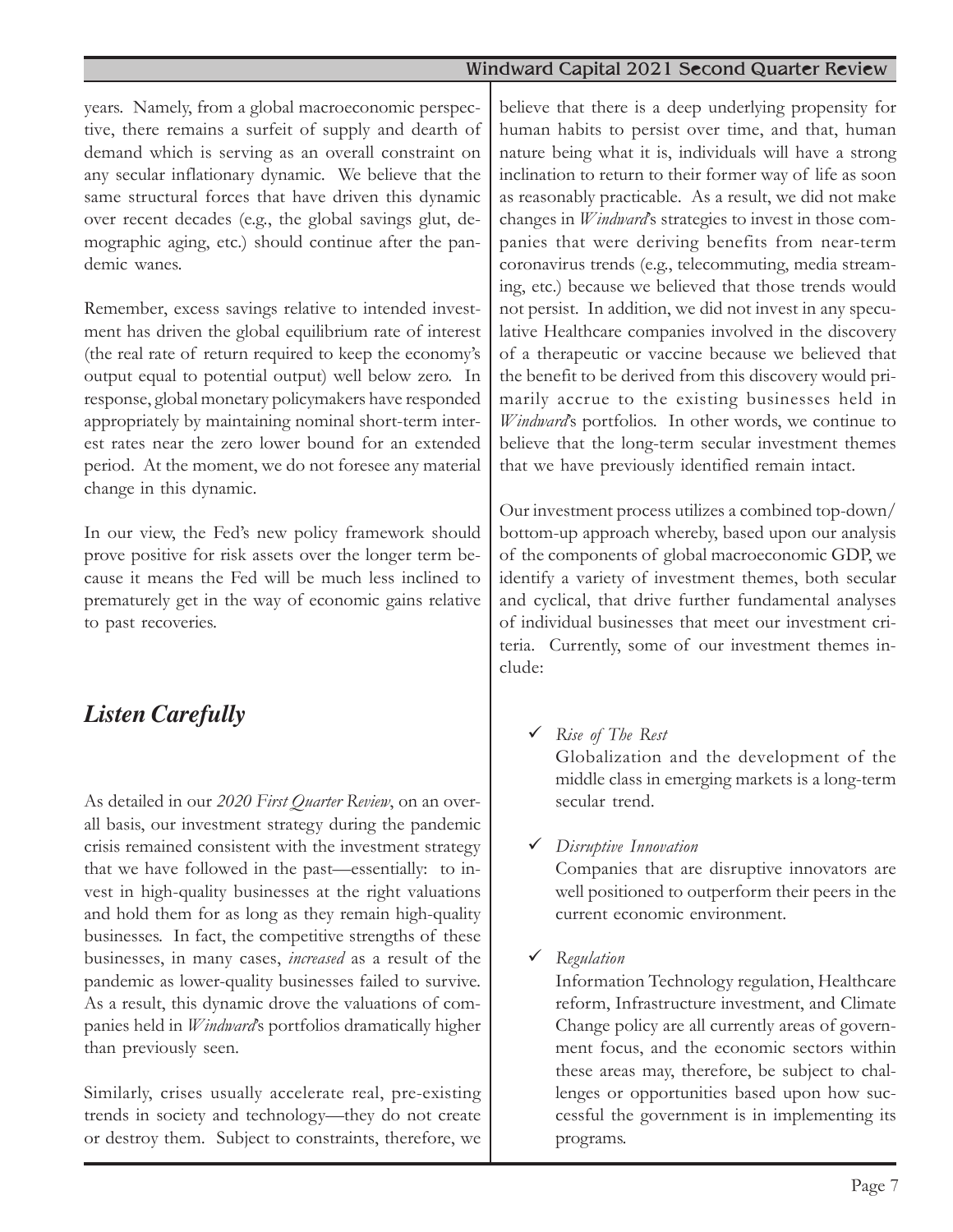years. Namely, from a global macroeconomic perspective, there remains a surfeit of supply and dearth of demand which is serving as an overall constraint on any secular inflationary dynamic. We believe that the same structural forces that have driven this dynamic over recent decades (e.g., the global savings glut, demographic aging, etc.) should continue after the pandemic wanes.

Remember, excess savings relative to intended investment has driven the global equilibrium rate of interest (the real rate of return required to keep the economy's output equal to potential output) well below zero. In response, global monetary policymakers have responded appropriately by maintaining nominal short-term interest rates near the zero lower bound for an extended period. At the moment, we do not foresee any material change in this dynamic.

In our view, the Fed's new policy framework should prove positive for risk assets over the longer term because it means the Fed will be much less inclined to prematurely get in the way of economic gains relative to past recoveries.

## *Listen Carefully*

As detailed in our *2020 First Quarter Review*, on an overall basis, our investment strategy during the pandemic crisis remained consistent with the investment strategy that we have followed in the past—essentially: to invest in high-quality businesses at the right valuations and hold them for as long as they remain high-quality businesses. In fact, the competitive strengths of these businesses, in many cases, *increased* as a result of the pandemic as lower-quality businesses failed to survive. As a result, this dynamic drove the valuations of companies held in *Windward*'s portfolios dramatically higher than previously seen.

Similarly, crises usually accelerate real, pre-existing trends in society and technology—they do not create or destroy them. Subject to constraints, therefore, we believe that there is a deep underlying propensity for human habits to persist over time, and that, human nature being what it is, individuals will have a strong inclination to return to their former way of life as soon as reasonably practicable. As a result, we did not make changes in *Windward*'s strategies to invest in those companies that were deriving benefits from near-term coronavirus trends (e.g., telecommuting, media streaming, etc.) because we believed that those trends would not persist. In addition, we did not invest in any speculative Healthcare companies involved in the discovery of a therapeutic or vaccine because we believed that the benefit to be derived from this discovery would primarily accrue to the existing businesses held in *Windward*'s portfolios. In other words, we continue to believe that the long-term secular investment themes that we have previously identified remain intact.

Our investment process utilizes a combined top-down/bottom-up approach whereby, based upon our analysis of the components of global macroeconomic GDP, we identify a variety of investment themes, both secular and cyclical, that drive further fundamental analyses of individual businesses that meet our investment criteria. Currently, some of our investment themes include:

- ✓ *Rise of The Rest*
  Globalization and the development of the middle class in emerging markets is a long-term secular trend.

- ✓ *Disruptive Innovation*
  Companies that are disruptive innovators are well positioned to outperform their peers in the current economic environment.

- ✓ *Regulation*
  Information Technology regulation, Healthcare reform, Infrastructure investment, and Climate Change policy are all currently areas of government focus, and the economic sectors within these areas may, therefore, be subject to challenges or opportunities based upon how successful the government is in implementing its programs.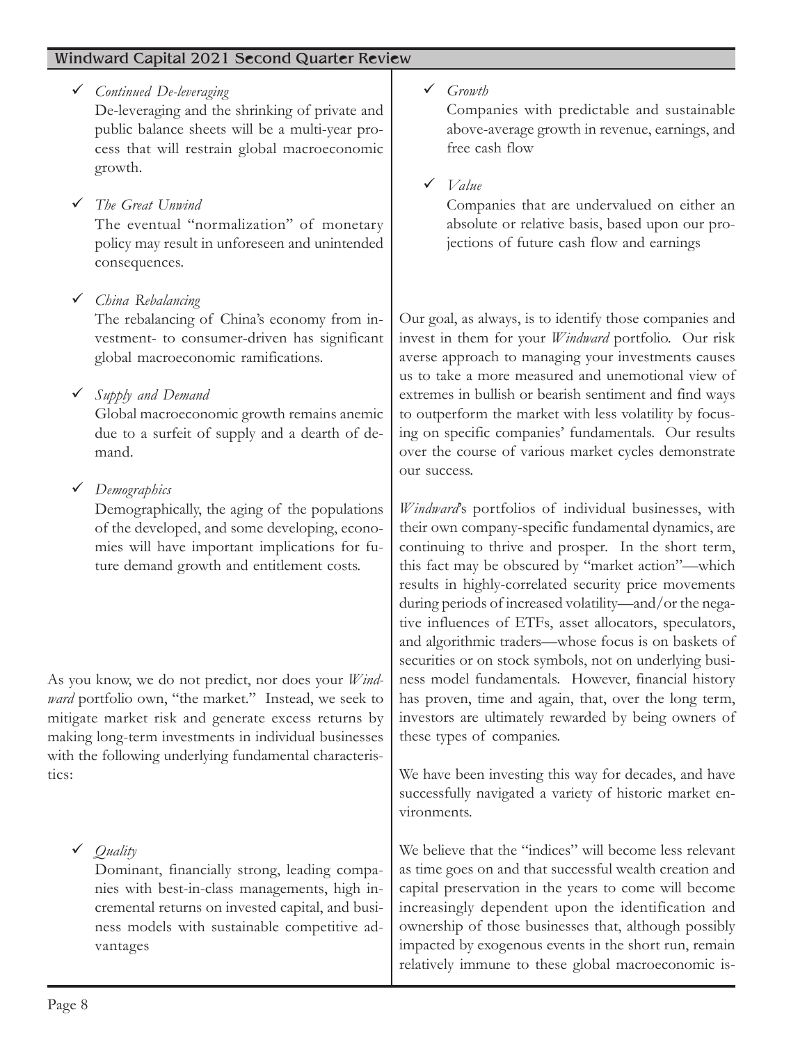- ✓ *Continued De-leveraging*
  De-leveraging and the shrinking of private and public balance sheets will be a multi-year process that will restrain global macroeconomic growth.

- ✓ *The Great Unwind*
  The eventual "normalization" of monetary policy may result in unforeseen and unintended consequences.

- ✓ *China Rebalancing*
  The rebalancing of China's economy from investment- to consumer-driven has significant global macroeconomic ramifications.

- ✓ *Supply and Demand*
  Global macroeconomic growth remains anemic due to a surfeit of supply and a dearth of demand.

- ✓ *Demographics*
  Demographically, the aging of the populations of the developed, and some developing, economies will have important implications for future demand growth and entitlement costs.

As you know, we do not predict, nor does your *Windward* portfolio own, "the market." Instead, we seek to mitigate market risk and generate excess returns by making long-term investments in individual businesses with the following underlying fundamental characteristics:

- ✓ *Quality*
  Dominant, financially strong, leading companies with best-in-class managements, high incremental returns on invested capital, and business models with sustainable competitive advantages

- ✓ *Growth*
  Companies with predictable and sustainable above-average growth in revenue, earnings, and free cash flow

- ✓ *Value*
  Companies that are undervalued on either an absolute or relative basis, based upon our projections of future cash flow and earnings

Our goal, as always, is to identify those companies and invest in them for your *Windward* portfolio. Our risk averse approach to managing your investments causes us to take a more measured and unemotional view of extremes in bullish or bearish sentiment and find ways to outperform the market with less volatility by focusing on specific companies' fundamentals. Our results over the course of various market cycles demonstrate our success.

*Windward*'s portfolios of individual businesses, with their own company-specific fundamental dynamics, are continuing to thrive and prosper. In the short term, this fact may be obscured by "market action"—which results in highly-correlated security price movements during periods of increased volatility—and/or the negative influences of ETFs, asset allocators, speculators, and algorithmic traders—whose focus is on baskets of securities or on stock symbols, not on underlying business model fundamentals. However, financial history has proven, time and again, that, over the long term, investors are ultimately rewarded by being owners of these types of companies.

We have been investing this way for decades, and have successfully navigated a variety of historic market environments.

We believe that the "indices" will become less relevant as time goes on and that successful wealth creation and capital preservation in the years to come will become increasingly dependent upon the identification and ownership of those businesses that, although possibly impacted by exogenous events in the short run, remain relatively immune to these global macroeconomic is-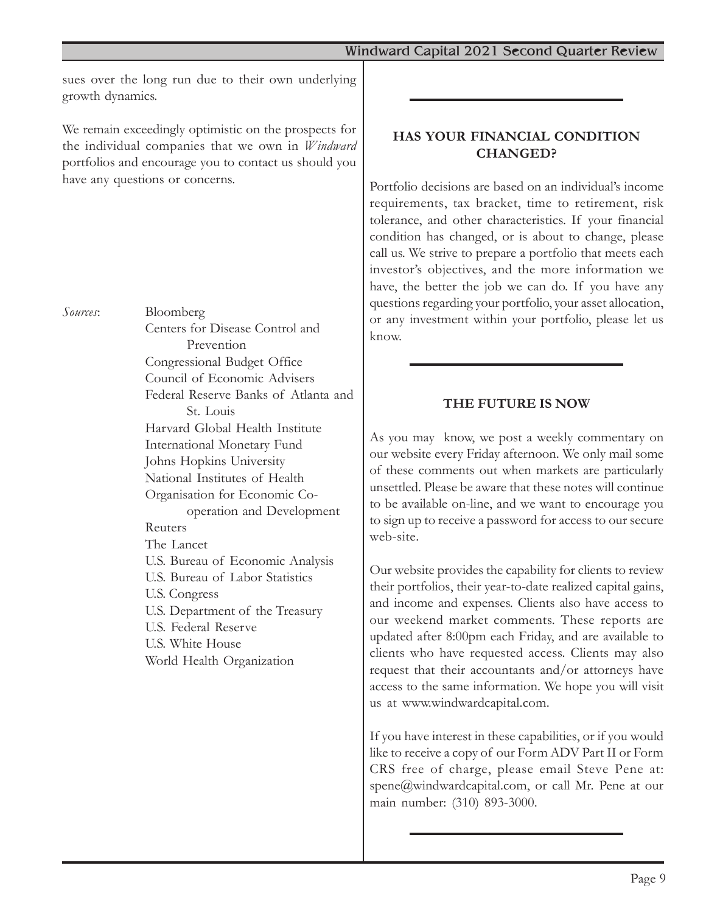sues over the long run due to their own underlying growth dynamics.

We remain exceedingly optimistic on the prospects for the individual companies that we own in *Windward* portfolios and encourage you to contact us should you have any questions or concerns.

*Sources*:

- Bloomberg
- Centers for Disease Control and Prevention
- Congressional Budget Office
- Council of Economic Advisers
- Federal Reserve Banks of Atlanta and St. Louis
- Harvard Global Health Institute
- International Monetary Fund
- Johns Hopkins University
- National Institutes of Health
- Organisation for Economic Co-operation and Development
- Reuters
- The Lancet
- U.S. Bureau of Economic Analysis
- U.S. Bureau of Labor Statistics
- U.S. Congress
- U.S. Department of the Treasury
- U.S. Federal Reserve
- U.S. White House
- World Health Organization

## HAS YOUR FINANCIAL CONDITION CHANGED?

Portfolio decisions are based on an individual's income requirements, tax bracket, time to retirement, risk tolerance, and other characteristics. If your financial condition has changed, or is about to change, please call us. We strive to prepare a portfolio that meets each investor's objectives, and the more information we have, the better the job we can do. If you have any questions regarding your portfolio, your asset allocation, or any investment within your portfolio, please let us know.

## THE FUTURE IS NOW

As you may know, we post a weekly commentary on our website every Friday afternoon. We only mail some of these comments out when markets are particularly unsettled. Please be aware that these notes will continue to be available on-line, and we want to encourage you to sign up to receive a password for access to our secure web-site.

Our website provides the capability for clients to review their portfolios, their year-to-date realized capital gains, and income and expenses. Clients also have access to our weekend market comments. These reports are updated after 8:00pm each Friday, and are available to clients who have requested access. Clients may also request that their accountants and/or attorneys have access to the same information. We hope you will visit us at www.windwardcapital.com.

If you have interest in these capabilities, or if you would like to receive a copy of our Form ADV Part II or Form CRS free of charge, please email Steve Pene at: spene@windwardcapital.com, or call Mr. Pene at our main number: (310) 893-3000.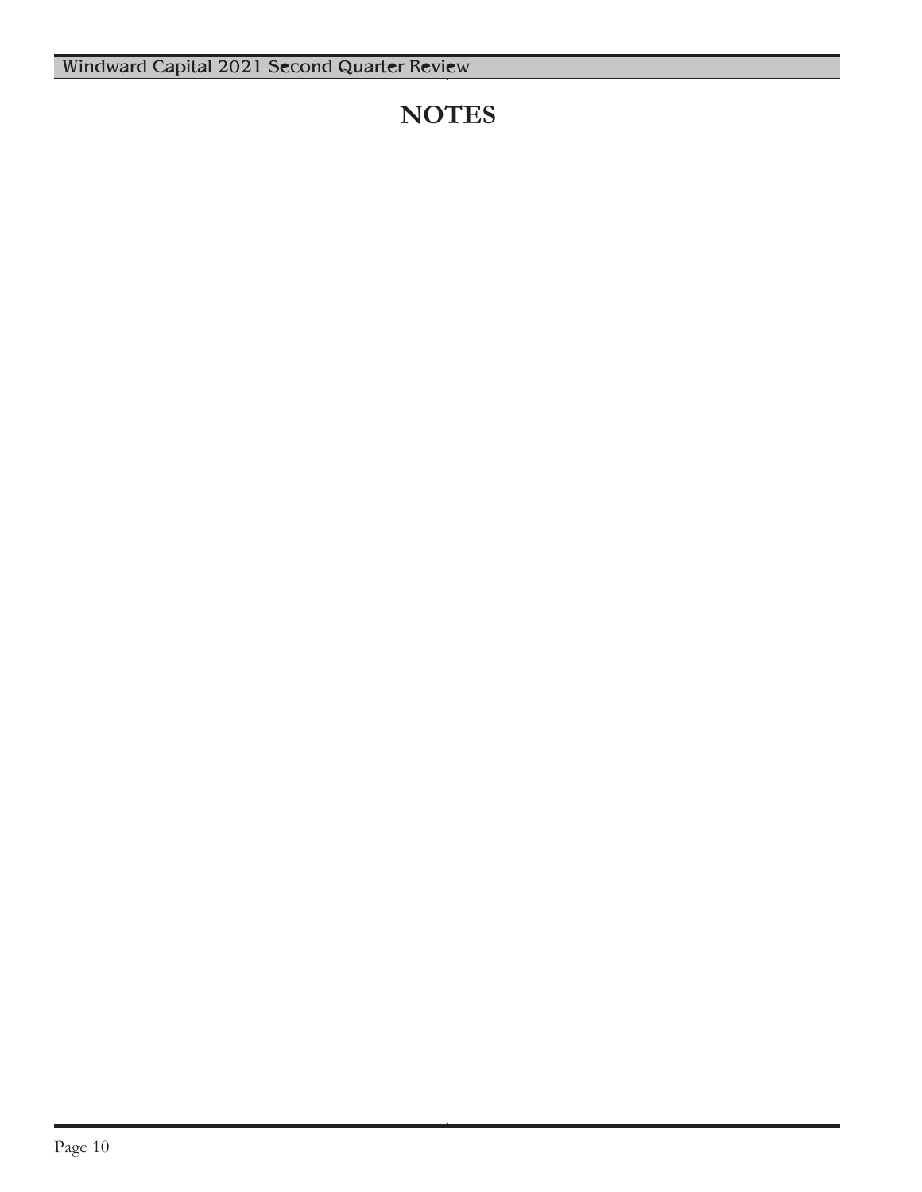# NOTES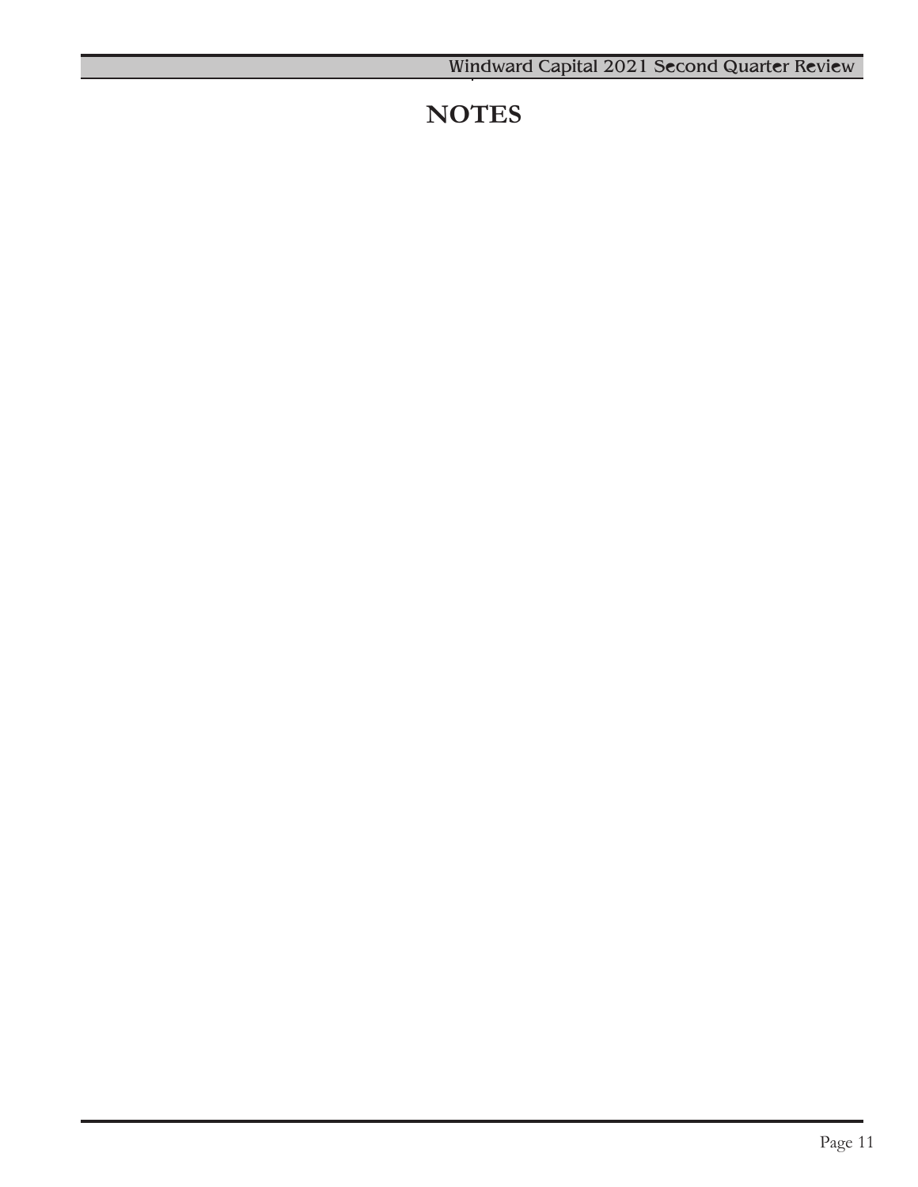# NOTES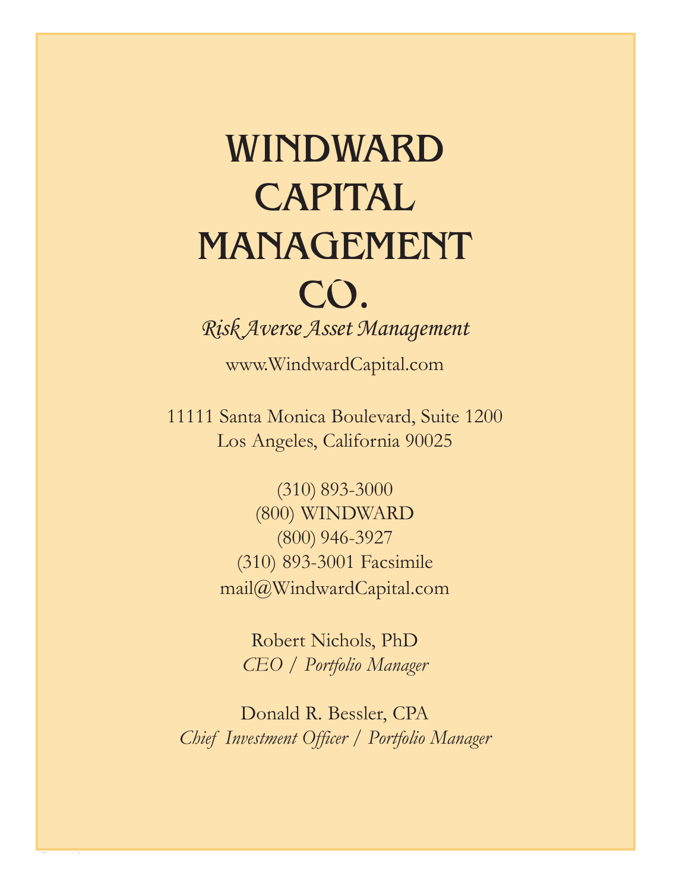# WINDWARD CAPITAL MANAGEMENT CO.

*Risk Averse Asset Management*

www.WindwardCapital.com

11111 Santa Monica Boulevard, Suite 1200
Los Angeles, California 90025

(310) 893-3000
(800) WINDWARD
(800) 946-3927
(310) 893-3001 Facsimile
mail@WindwardCapital.com

Robert Nichols, PhD
*CEO / Portfolio Manager*

Donald R. Bessler, CPA
*Chief Investment Officer / Portfolio Manager*